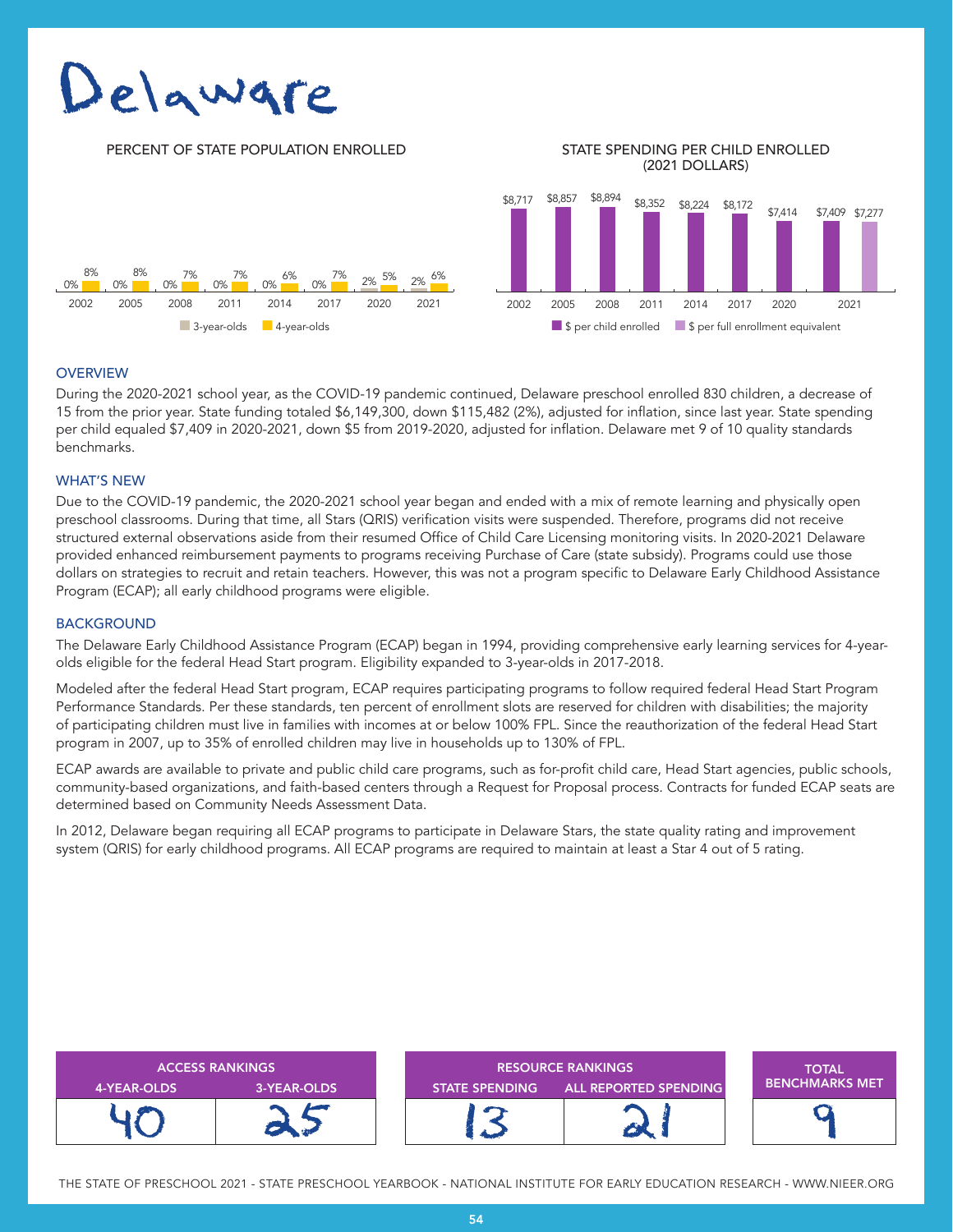# Delaware

## PERCENT OF STATE POPULATION ENROLLED

| Year | 3-year-olds | 4-year-olds |
|---|---|---|
| 2002 | 0% | 8% |
| 2005 | 0% | 8% |
| 2008 | 0% | 7% |
| 2011 | 0% | 7% |
| 2014 | 0% | 6% |
| 2017 | 0% | 7% |
| 2020 | 2% | 5% |
| 2021 | 2% | 6% |

## STATE SPENDING PER CHILD ENROLLED (2021 DOLLARS)

| Year | $ per child enrolled | $ per full enrollment equivalent |
|---|---|---|
| 2002 | $8,717 | |
| 2005 | $8,857 | |
| 2008 | $8,894 | |
| 2011 | $8,352 | |
| 2014 | $8,224 | |
| 2017 | $8,172 | |
| 2020 | $7,414 | |
| 2021 | $7,409 | $7,277 |

## OVERVIEW

During the 2020-2021 school year, as the COVID-19 pandemic continued, Delaware preschool enrolled 830 children, a decrease of 15 from the prior year. State funding totaled $6,149,300, down $115,482 (2%), adjusted for inflation, since last year. State spending per child equaled $7,409 in 2020-2021, down $5 from 2019-2020, adjusted for inflation. Delaware met 9 of 10 quality standards benchmarks.

## WHAT'S NEW

Due to the COVID-19 pandemic, the 2020-2021 school year began and ended with a mix of remote learning and physically open preschool classrooms. During that time, all Stars (QRIS) verification visits were suspended. Therefore, programs did not receive structured external observations aside from their resumed Office of Child Care Licensing monitoring visits. In 2020-2021 Delaware provided enhanced reimbursement payments to programs receiving Purchase of Care (state subsidy). Programs could use those dollars on strategies to recruit and retain teachers. However, this was not a program specific to Delaware Early Childhood Assistance Program (ECAP); all early childhood programs were eligible.

## BACKGROUND

The Delaware Early Childhood Assistance Program (ECAP) began in 1994, providing comprehensive early learning services for 4-year-olds eligible for the federal Head Start program. Eligibility expanded to 3-year-olds in 2017-2018.

Modeled after the federal Head Start program, ECAP requires participating programs to follow required federal Head Start Program Performance Standards. Per these standards, ten percent of enrollment slots are reserved for children with disabilities; the majority of participating children must live in families with incomes at or below 100% FPL. Since the reauthorization of the federal Head Start program in 2007, up to 35% of enrolled children may live in households up to 130% of FPL.

ECAP awards are available to private and public child care programs, such as for-profit child care, Head Start agencies, public schools, community-based organizations, and faith-based centers through a Request for Proposal process. Contracts for funded ECAP seats are determined based on Community Needs Assessment Data.

In 2012, Delaware began requiring all ECAP programs to participate in Delaware Stars, the state quality rating and improvement system (QRIS) for early childhood programs. All ECAP programs are required to maintain at least a Star 4 out of 5 rating.

| ACCESS RANKINGS | | RESOURCE RANKINGS | | TOTAL BENCHMARKS MET |
|---|---|---|---|---|
| 4-YEAR-OLDS | 3-YEAR-OLDS | STATE SPENDING | ALL REPORTED SPENDING | |
| 40 | 25 | 13 | 21 | 9 |

THE STATE OF PRESCHOOL 2021 - STATE PRESCHOOL YEARBOOK - NATIONAL INSTITUTE FOR EARLY EDUCATION RESEARCH - WWW.NIEER.ORG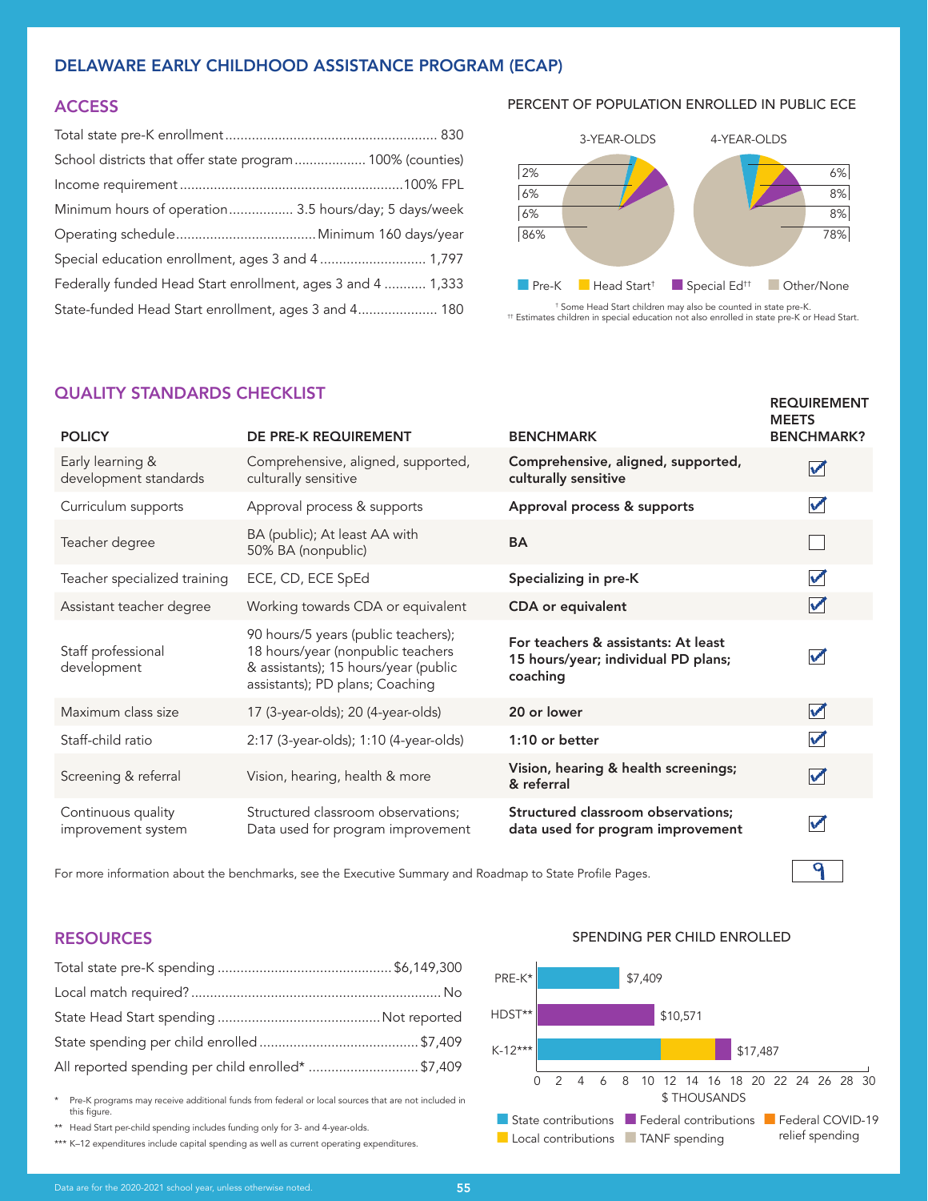## DELAWARE EARLY CHILDHOOD ASSISTANCE PROGRAM (ECAP)

### ACCESS

Total state pre-K enrollment ........ 830

School districts that offer state program ........ 100% (counties)

Income requirement ........ 100% FPL

Minimum hours of operation ........ 3.5 hours/day; 5 days/week

Operating schedule ........ Minimum 160 days/year

Special education enrollment, ages 3 and 4 ........ 1,797

Federally funded Head Start enrollment, ages 3 and 4 ........ 1,333

State-funded Head Start enrollment, ages 3 and 4 ........ 180

PERCENT OF POPULATION ENROLLED IN PUBLIC ECE

3-YEAR-OLDS

2%
6%
6%
86%

4-YEAR-OLDS

6%
8%
8%
78%

Pre-K | Head Start† | Special Ed†† | Other/None

† Some Head Start children may also be counted in state pre-K.
†† Estimates children in special education not also enrolled in state pre-K or Head Start.

### QUALITY STANDARDS CHECKLIST

| POLICY | DE PRE-K REQUIREMENT | BENCHMARK | REQUIREMENT MEETS BENCHMARK? |
|---|---|---|---|
| Early learning & development standards | Comprehensive, aligned, supported, culturally sensitive | **Comprehensive, aligned, supported, culturally sensitive** | ☑ |
| Curriculum supports | Approval process & supports | **Approval process & supports** | ☑ |
| Teacher degree | BA (public); At least AA with 50% BA (nonpublic) | **BA** | ☐ |
| Teacher specialized training | ECE, CD, ECE SpEd | **Specializing in pre-K** | ☑ |
| Assistant teacher degree | Working towards CDA or equivalent | **CDA or equivalent** | ☑ |
| Staff professional development | 90 hours/5 years (public teachers); 18 hours/year (nonpublic teachers & assistants); 15 hours/year (public assistants); PD plans; Coaching | **For teachers & assistants: At least 15 hours/year; individual PD plans; coaching** | ☑ |
| Maximum class size | 17 (3-year-olds); 20 (4-year-olds) | **20 or lower** | ☑ |
| Staff-child ratio | 2:17 (3-year-olds); 1:10 (4-year-olds) | **1:10 or better** | ☑ |
| Screening & referral | Vision, hearing, health & more | **Vision, hearing & health screenings; & referral** | ☑ |
| Continuous quality improvement system | Structured classroom observations; Data used for program improvement | **Structured classroom observations; data used for program improvement** | ☑ |

For more information about the benchmarks, see the Executive Summary and Roadmap to State Profile Pages.

9

### RESOURCES

Total state pre-K spending ........ $6,149,300

Local match required? ........ No

State Head Start spending ........ Not reported

State spending per child enrolled ........ $7,409

All reported spending per child enrolled* ........ $7,409

\* Pre-K programs may receive additional funds from federal or local sources that are not included in this figure.

\*\* Head Start per-child spending includes funding only for 3- and 4-year-olds.

\*\*\* K–12 expenditures include capital spending as well as current operating expenditures.

SPENDING PER CHILD ENROLLED

PRE-K* $7,409

HDST** $10,571

K-12*** $17,487

0 2 4 6 8 10 12 14 16 18 20 22 24 26 28 30

$ THOUSANDS

State contributions | Federal contributions | Federal COVID-19 relief spending | Local contributions | TANF spending

Data are for the 2020-2021 school year, unless otherwise noted.